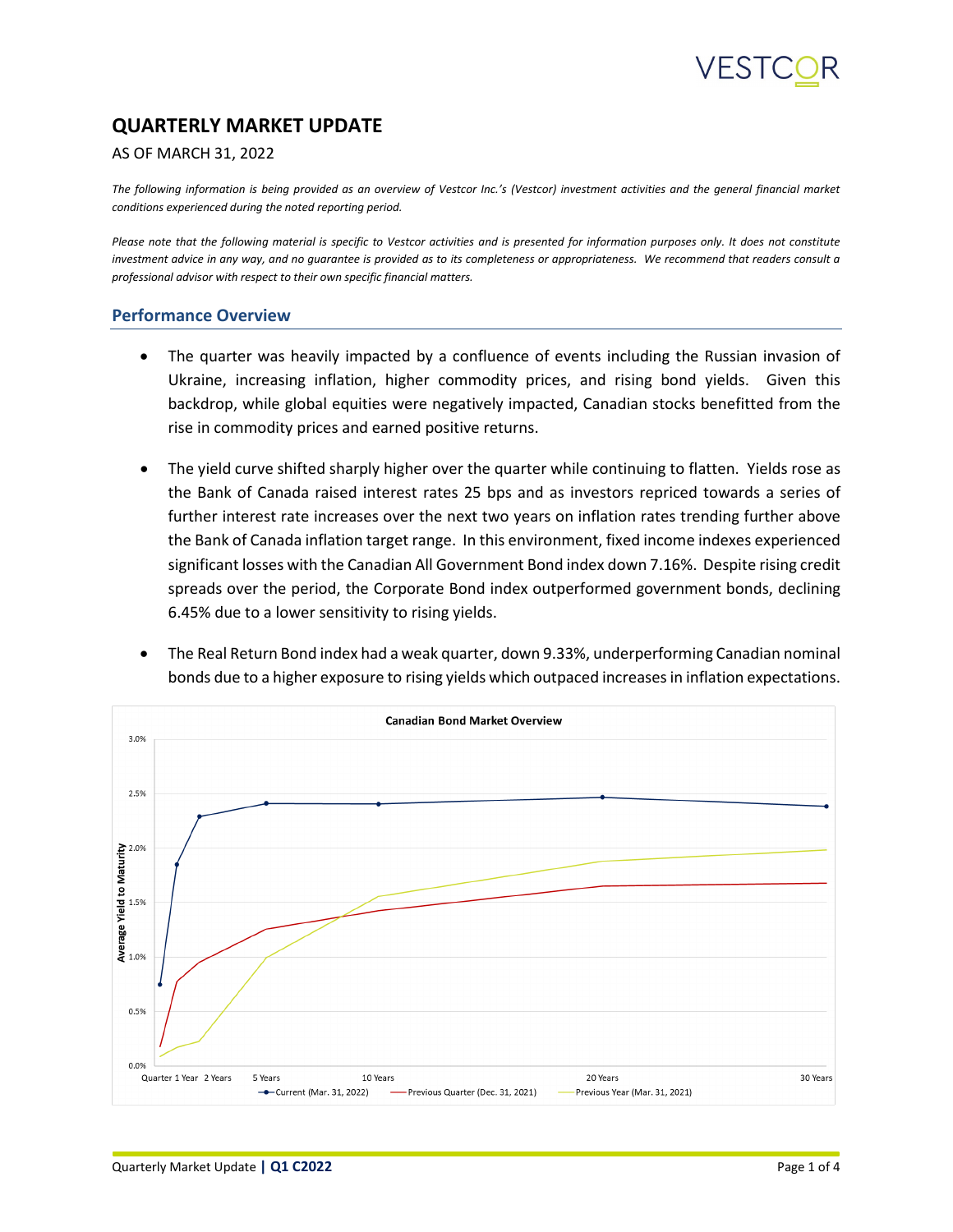# QUARTERLY MARKET UPDATE

AS OF MARCH 31, 2022

*The following information is being provided as an overview of Vestcor Inc.'s (Vestcor) investment activities and the general financial market conditions experienced during the noted reporting period.*

*Please note that the following material is specific to Vestcor activities and is presented for information purposes only. It does not constitute investment advice in any way, and no guarantee is provided as to its completeness or appropriateness. We recommend that readers consult a professional advisor with respect to their own specific financial matters.*

## Performance Overview

- The quarter was heavily impacted by a confluence of events including the Russian invasion of Ukraine, increasing inflation, higher commodity prices, and rising bond yields. Given this backdrop, while global equities were negatively impacted, Canadian stocks benefitted from the rise in commodity prices and earned positive returns.

- The yield curve shifted sharply higher over the quarter while continuing to flatten. Yields rose as the Bank of Canada raised interest rates 25 bps and as investors repriced towards a series of further interest rate increases over the next two years on inflation rates trending further above the Bank of Canada inflation target range. In this environment, fixed income indexes experienced significant losses with the Canadian All Government Bond index down 7.16%. Despite rising credit spreads over the period, the Corporate Bond index outperformed government bonds, declining 6.45% due to a lower sensitivity to rising yields.

- The Real Return Bond index had a weak quarter, down 9.33%, underperforming Canadian nominal bonds due to a higher exposure to rising yields which outpaced increases in inflation expectations.

**Canadian Bond Market Overview**

Average Yield to Maturity (0.0%–3.0%) by term: Quarter, 1 Year, 2 Years, 5 Years, 10 Years, 20 Years, 30 Years

Legend: Current (Mar. 31, 2022); Previous Quarter (Dec. 31, 2021); Previous Year (Mar. 31, 2021)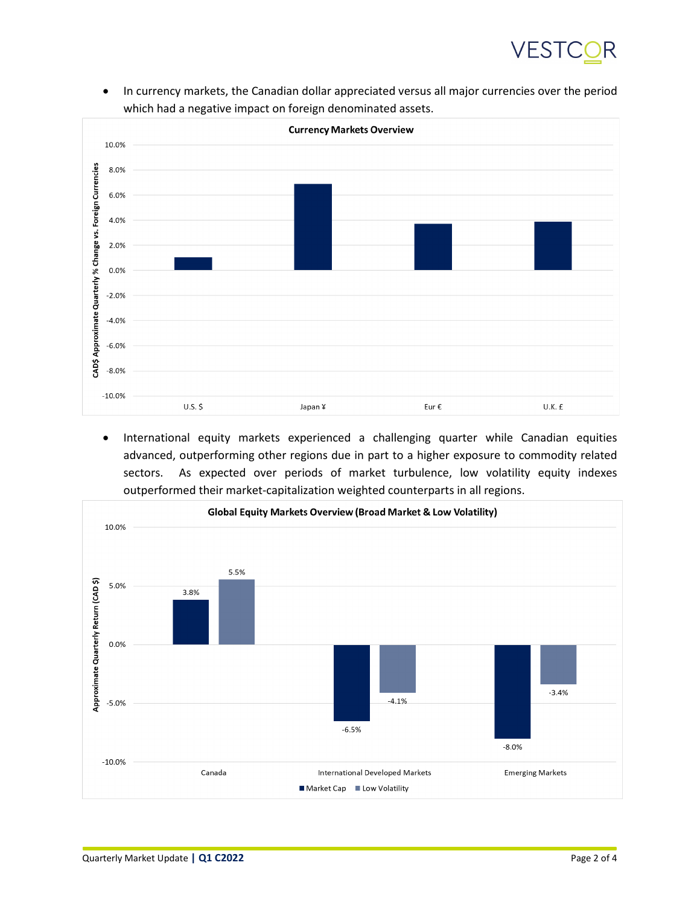- In currency markets, the Canadian dollar appreciated versus all major currencies over the period which had a negative impact on foreign denominated assets.

**Currency Markets Overview**

CAD$ Approximate Quarterly % Change vs. Foreign Currencies

| Currency | Approximate % Change |
|---|---|
| U.S. $ | ~1.0% |
| Japan ¥ | ~6.9% |
| Eur € | ~3.7% |
| U.K. £ | ~3.9% |

- International equity markets experienced a challenging quarter while Canadian equities advanced, outperforming other regions due in part to a higher exposure to commodity related sectors. As expected over periods of market turbulence, low volatility equity indexes outperformed their market-capitalization weighted counterparts in all regions.

**Global Equity Markets Overview (Broad Market & Low Volatility)**

Approximate Quarterly Return (CAD $)

| Region | Market Cap | Low Volatility |
|---|---|---|
| Canada | 3.8% | 5.5% |
| International Developed Markets | -6.5% | -4.1% |
| Emerging Markets | -8.0% | -3.4% |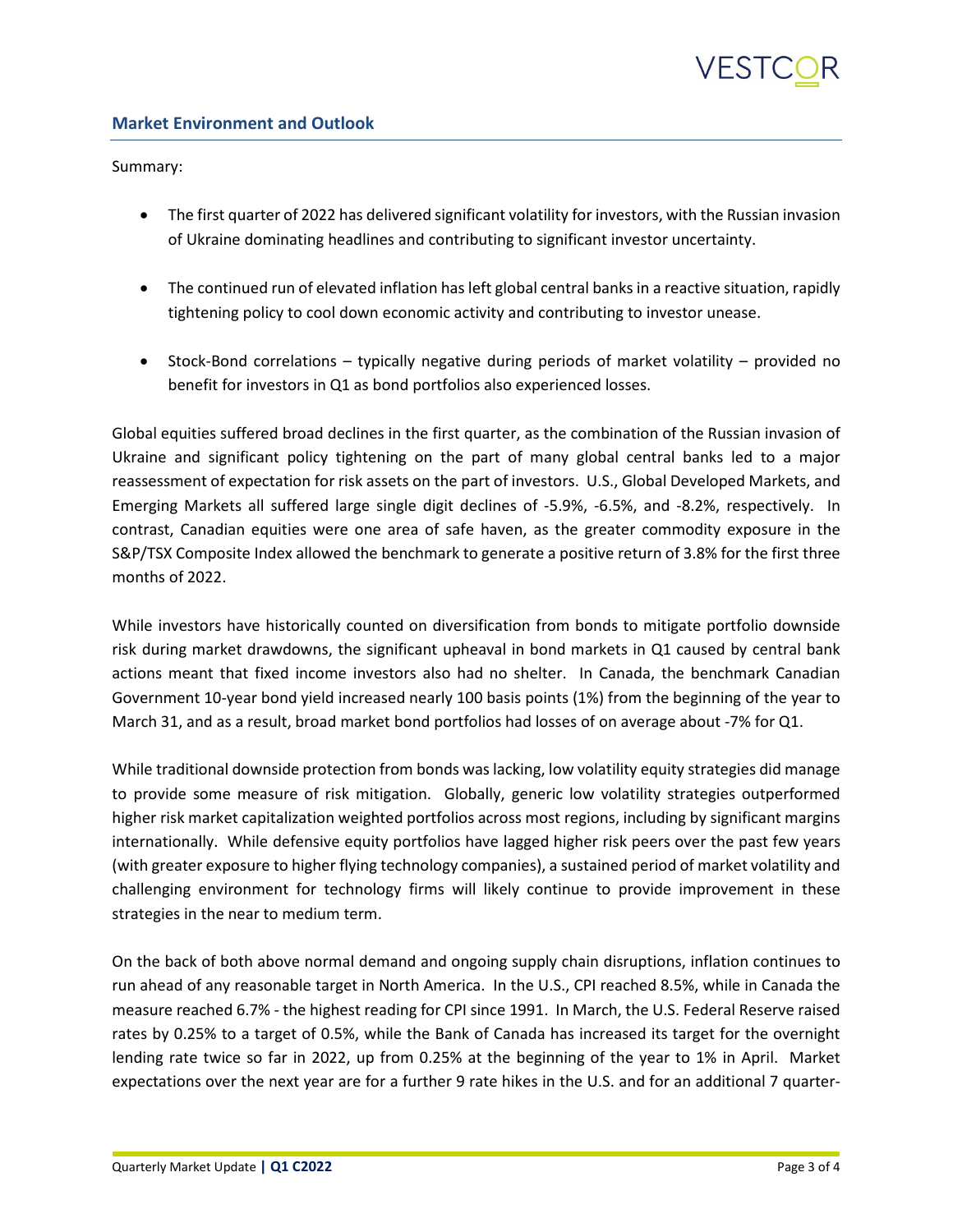## Market Environment and Outlook

Summary:

- The first quarter of 2022 has delivered significant volatility for investors, with the Russian invasion of Ukraine dominating headlines and contributing to significant investor uncertainty.

- The continued run of elevated inflation has left global central banks in a reactive situation, rapidly tightening policy to cool down economic activity and contributing to investor unease.

- Stock-Bond correlations – typically negative during periods of market volatility – provided no benefit for investors in Q1 as bond portfolios also experienced losses.

Global equities suffered broad declines in the first quarter, as the combination of the Russian invasion of Ukraine and significant policy tightening on the part of many global central banks led to a major reassessment of expectation for risk assets on the part of investors. U.S., Global Developed Markets, and Emerging Markets all suffered large single digit declines of -5.9%, -6.5%, and -8.2%, respectively. In contrast, Canadian equities were one area of safe haven, as the greater commodity exposure in the S&P/TSX Composite Index allowed the benchmark to generate a positive return of 3.8% for the first three months of 2022.

While investors have historically counted on diversification from bonds to mitigate portfolio downside risk during market drawdowns, the significant upheaval in bond markets in Q1 caused by central bank actions meant that fixed income investors also had no shelter. In Canada, the benchmark Canadian Government 10-year bond yield increased nearly 100 basis points (1%) from the beginning of the year to March 31, and as a result, broad market bond portfolios had losses of on average about -7% for Q1.

While traditional downside protection from bonds was lacking, low volatility equity strategies did manage to provide some measure of risk mitigation. Globally, generic low volatility strategies outperformed higher risk market capitalization weighted portfolios across most regions, including by significant margins internationally. While defensive equity portfolios have lagged higher risk peers over the past few years (with greater exposure to higher flying technology companies), a sustained period of market volatility and challenging environment for technology firms will likely continue to provide improvement in these strategies in the near to medium term.

On the back of both above normal demand and ongoing supply chain disruptions, inflation continues to run ahead of any reasonable target in North America. In the U.S., CPI reached 8.5%, while in Canada the measure reached 6.7% - the highest reading for CPI since 1991. In March, the U.S. Federal Reserve raised rates by 0.25% to a target of 0.5%, while the Bank of Canada has increased its target for the overnight lending rate twice so far in 2022, up from 0.25% at the beginning of the year to 1% in April. Market expectations over the next year are for a further 9 rate hikes in the U.S. and for an additional 7 quarter-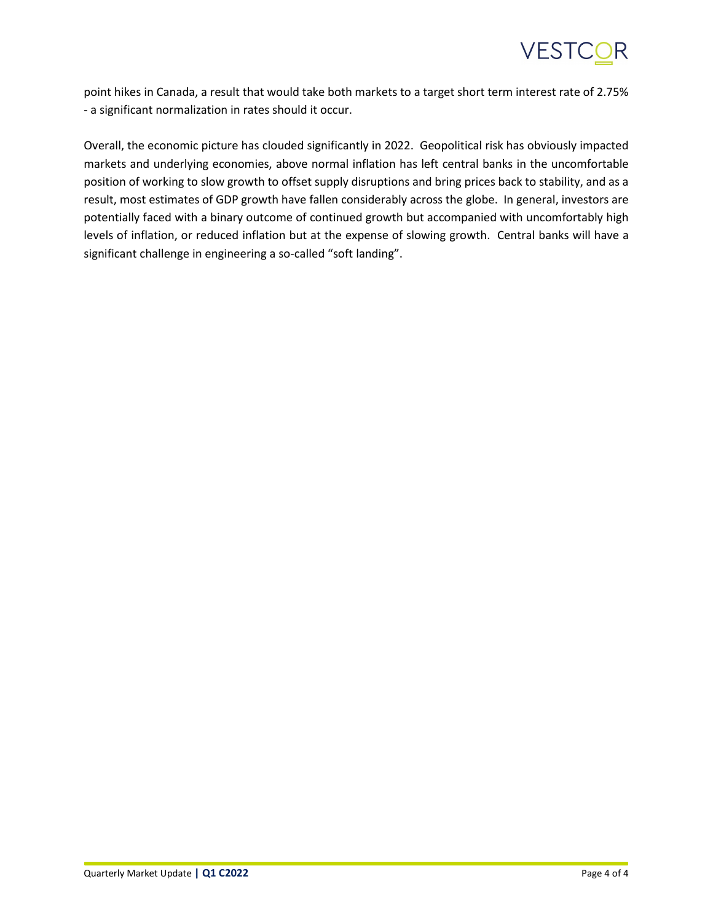point hikes in Canada, a result that would take both markets to a target short term interest rate of 2.75% - a significant normalization in rates should it occur.

Overall, the economic picture has clouded significantly in 2022. Geopolitical risk has obviously impacted markets and underlying economies, above normal inflation has left central banks in the uncomfortable position of working to slow growth to offset supply disruptions and bring prices back to stability, and as a result, most estimates of GDP growth have fallen considerably across the globe. In general, investors are potentially faced with a binary outcome of continued growth but accompanied with uncomfortably high levels of inflation, or reduced inflation but at the expense of slowing growth. Central banks will have a significant challenge in engineering a so-called "soft landing".